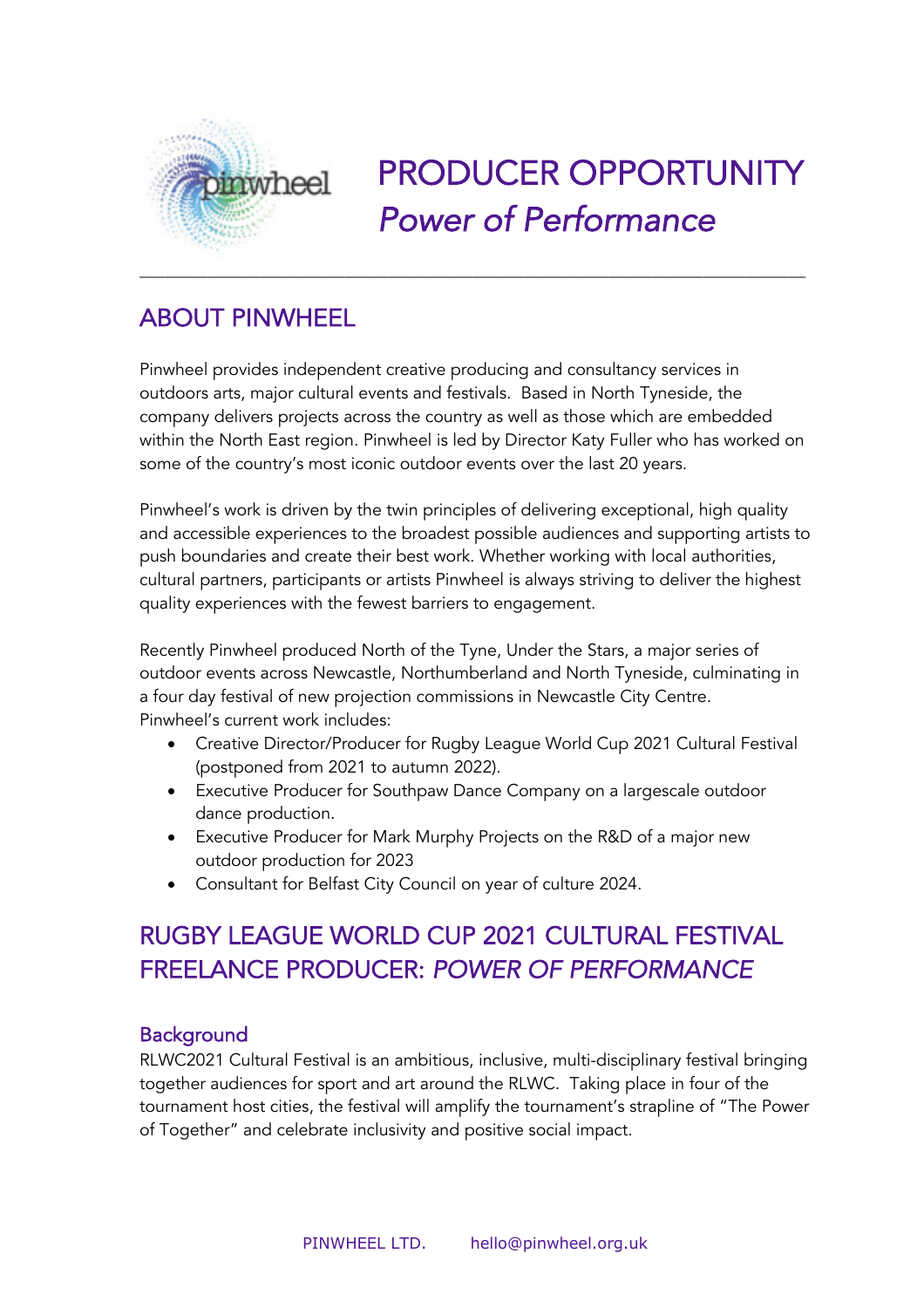# PRODUCER OPPORTUNITY
## *Power of Performance*

---

## ABOUT PINWHEEL

Pinwheel provides independent creative producing and consultancy services in outdoors arts, major cultural events and festivals. Based in North Tyneside, the company delivers projects across the country as well as those which are embedded within the North East region. Pinwheel is led by Director Katy Fuller who has worked on some of the country's most iconic outdoor events over the last 20 years.

Pinwheel's work is driven by the twin principles of delivering exceptional, high quality and accessible experiences to the broadest possible audiences and supporting artists to push boundaries and create their best work. Whether working with local authorities, cultural partners, participants or artists Pinwheel is always striving to deliver the highest quality experiences with the fewest barriers to engagement.

Recently Pinwheel produced North of the Tyne, Under the Stars, a major series of outdoor events across Newcastle, Northumberland and North Tyneside, culminating in a four day festival of new projection commissions in Newcastle City Centre.
Pinwheel's current work includes:

- Creative Director/Producer for Rugby League World Cup 2021 Cultural Festival (postponed from 2021 to autumn 2022).
- Executive Producer for Southpaw Dance Company on a largescale outdoor dance production.
- Executive Producer for Mark Murphy Projects on the R&D of a major new outdoor production for 2023
- Consultant for Belfast City Council on year of culture 2024.

## RUGBY LEAGUE WORLD CUP 2021 CULTURAL FESTIVAL FREELANCE PRODUCER: *POWER OF PERFORMANCE*

### Background

RLWC2021 Cultural Festival is an ambitious, inclusive, multi-disciplinary festival bringing together audiences for sport and art around the RLWC. Taking place in four of the tournament host cities, the festival will amplify the tournament's strapline of "The Power of Together" and celebrate inclusivity and positive social impact.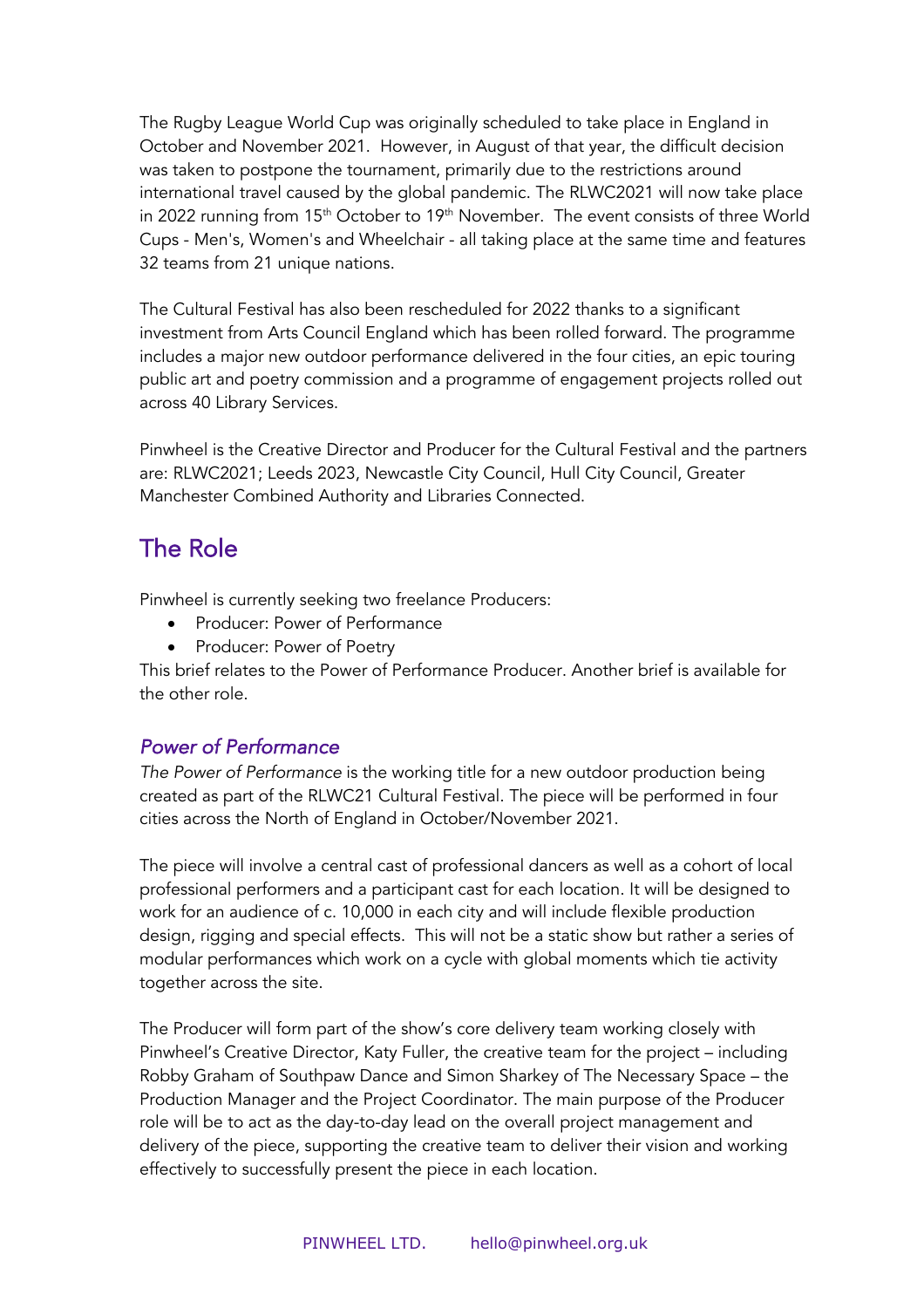The Rugby League World Cup was originally scheduled to take place in England in October and November 2021. However, in August of that year, the difficult decision was taken to postpone the tournament, primarily due to the restrictions around international travel caused by the global pandemic. The RLWC2021 will now take place in 2022 running from 15th October to 19th November. The event consists of three World Cups - Men's, Women's and Wheelchair - all taking place at the same time and features 32 teams from 21 unique nations.

The Cultural Festival has also been rescheduled for 2022 thanks to a significant investment from Arts Council England which has been rolled forward. The programme includes a major new outdoor performance delivered in the four cities, an epic touring public art and poetry commission and a programme of engagement projects rolled out across 40 Library Services.

Pinwheel is the Creative Director and Producer for the Cultural Festival and the partners are: RLWC2021; Leeds 2023, Newcastle City Council, Hull City Council, Greater Manchester Combined Authority and Libraries Connected.

## The Role

Pinwheel is currently seeking two freelance Producers:

- Producer: Power of Performance
- Producer: Power of Poetry

This brief relates to the Power of Performance Producer. Another brief is available for the other role.

### *Power of Performance*

*The Power of Performance* is the working title for a new outdoor production being created as part of the RLWC21 Cultural Festival. The piece will be performed in four cities across the North of England in October/November 2021.

The piece will involve a central cast of professional dancers as well as a cohort of local professional performers and a participant cast for each location. It will be designed to work for an audience of c. 10,000 in each city and will include flexible production design, rigging and special effects. This will not be a static show but rather a series of modular performances which work on a cycle with global moments which tie activity together across the site.

The Producer will form part of the show's core delivery team working closely with Pinwheel's Creative Director, Katy Fuller, the creative team for the project – including Robby Graham of Southpaw Dance and Simon Sharkey of The Necessary Space – the Production Manager and the Project Coordinator. The main purpose of the Producer role will be to act as the day-to-day lead on the overall project management and delivery of the piece, supporting the creative team to deliver their vision and working effectively to successfully present the piece in each location.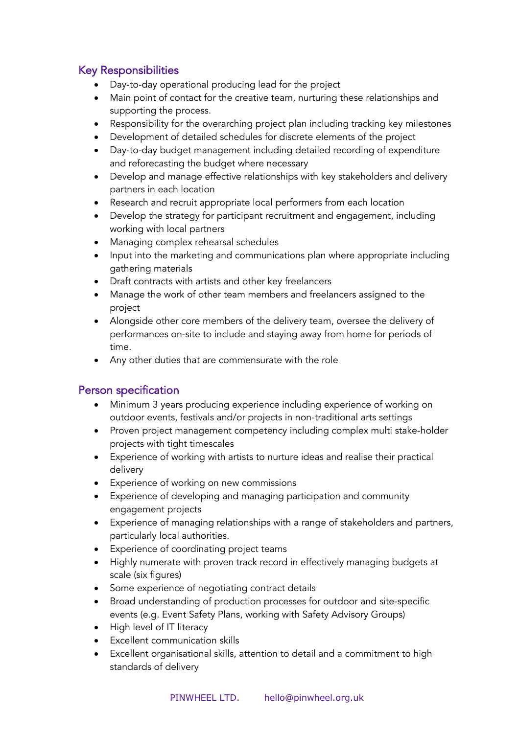## Key Responsibilities

- Day-to-day operational producing lead for the project
- Main point of contact for the creative team, nurturing these relationships and supporting the process.
- Responsibility for the overarching project plan including tracking key milestones
- Development of detailed schedules for discrete elements of the project
- Day-to-day budget management including detailed recording of expenditure and reforecasting the budget where necessary
- Develop and manage effective relationships with key stakeholders and delivery partners in each location
- Research and recruit appropriate local performers from each location
- Develop the strategy for participant recruitment and engagement, including working with local partners
- Managing complex rehearsal schedules
- Input into the marketing and communications plan where appropriate including gathering materials
- Draft contracts with artists and other key freelancers
- Manage the work of other team members and freelancers assigned to the project
- Alongside other core members of the delivery team, oversee the delivery of performances on-site to include and staying away from home for periods of time.
- Any other duties that are commensurate with the role

## Person specification

- Minimum 3 years producing experience including experience of working on outdoor events, festivals and/or projects in non-traditional arts settings
- Proven project management competency including complex multi stake-holder projects with tight timescales
- Experience of working with artists to nurture ideas and realise their practical delivery
- Experience of working on new commissions
- Experience of developing and managing participation and community engagement projects
- Experience of managing relationships with a range of stakeholders and partners, particularly local authorities.
- Experience of coordinating project teams
- Highly numerate with proven track record in effectively managing budgets at scale (six figures)
- Some experience of negotiating contract details
- Broad understanding of production processes for outdoor and site-specific events (e.g. Event Safety Plans, working with Safety Advisory Groups)
- High level of IT literacy
- Excellent communication skills
- Excellent organisational skills, attention to detail and a commitment to high standards of delivery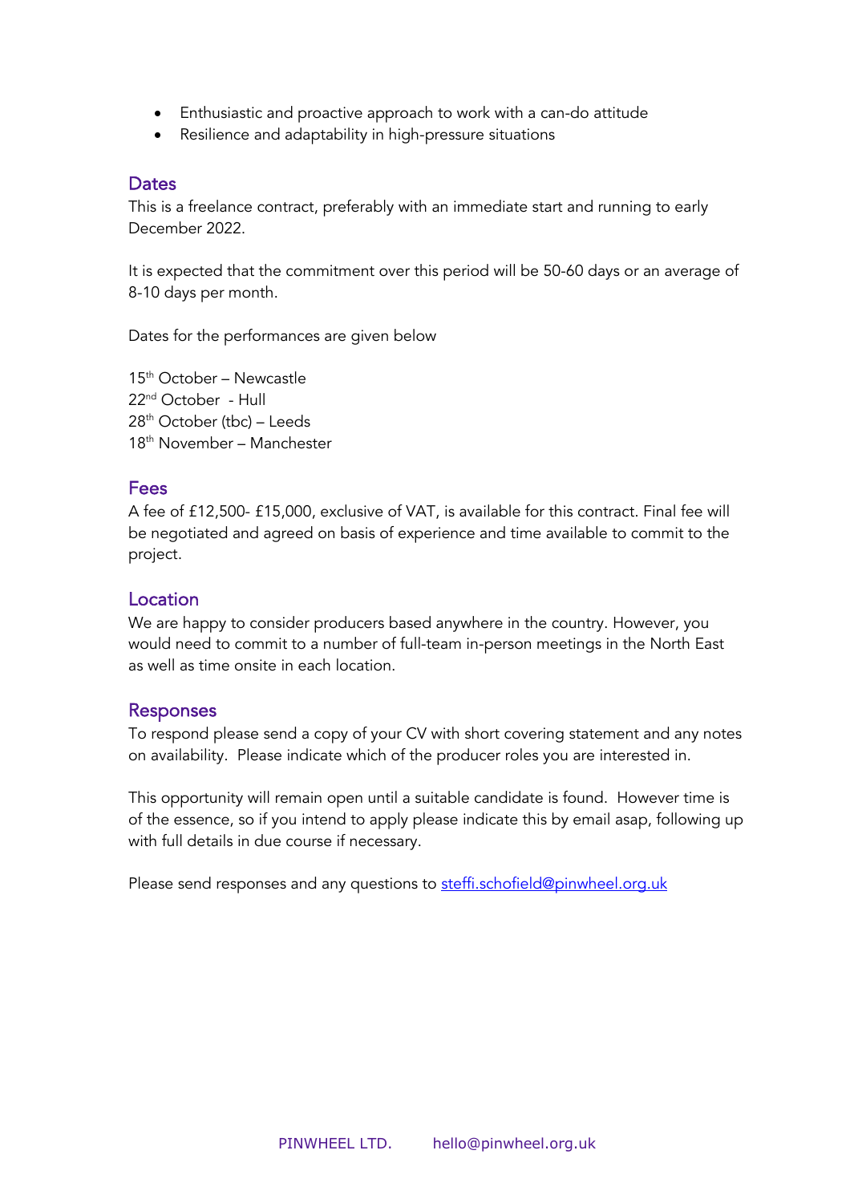- Enthusiastic and proactive approach to work with a can-do attitude
- Resilience and adaptability in high-pressure situations

## Dates

This is a freelance contract, preferably with an immediate start and running to early December 2022.

It is expected that the commitment over this period will be 50-60 days or an average of 8-10 days per month.

Dates for the performances are given below

15th October – Newcastle
22nd October - Hull
28th October (tbc) – Leeds
18th November – Manchester

## Fees

A fee of £12,500- £15,000, exclusive of VAT, is available for this contract. Final fee will be negotiated and agreed on basis of experience and time available to commit to the project.

## Location

We are happy to consider producers based anywhere in the country. However, you would need to commit to a number of full-team in-person meetings in the North East as well as time onsite in each location.

## Responses

To respond please send a copy of your CV with short covering statement and any notes on availability. Please indicate which of the producer roles you are interested in.

This opportunity will remain open until a suitable candidate is found. However time is of the essence, so if you intend to apply please indicate this by email asap, following up with full details in due course if necessary.

Please send responses and any questions to [steffi.schofield@pinwheel.org.uk](mailto:steffi.schofield@pinwheel.org.uk)